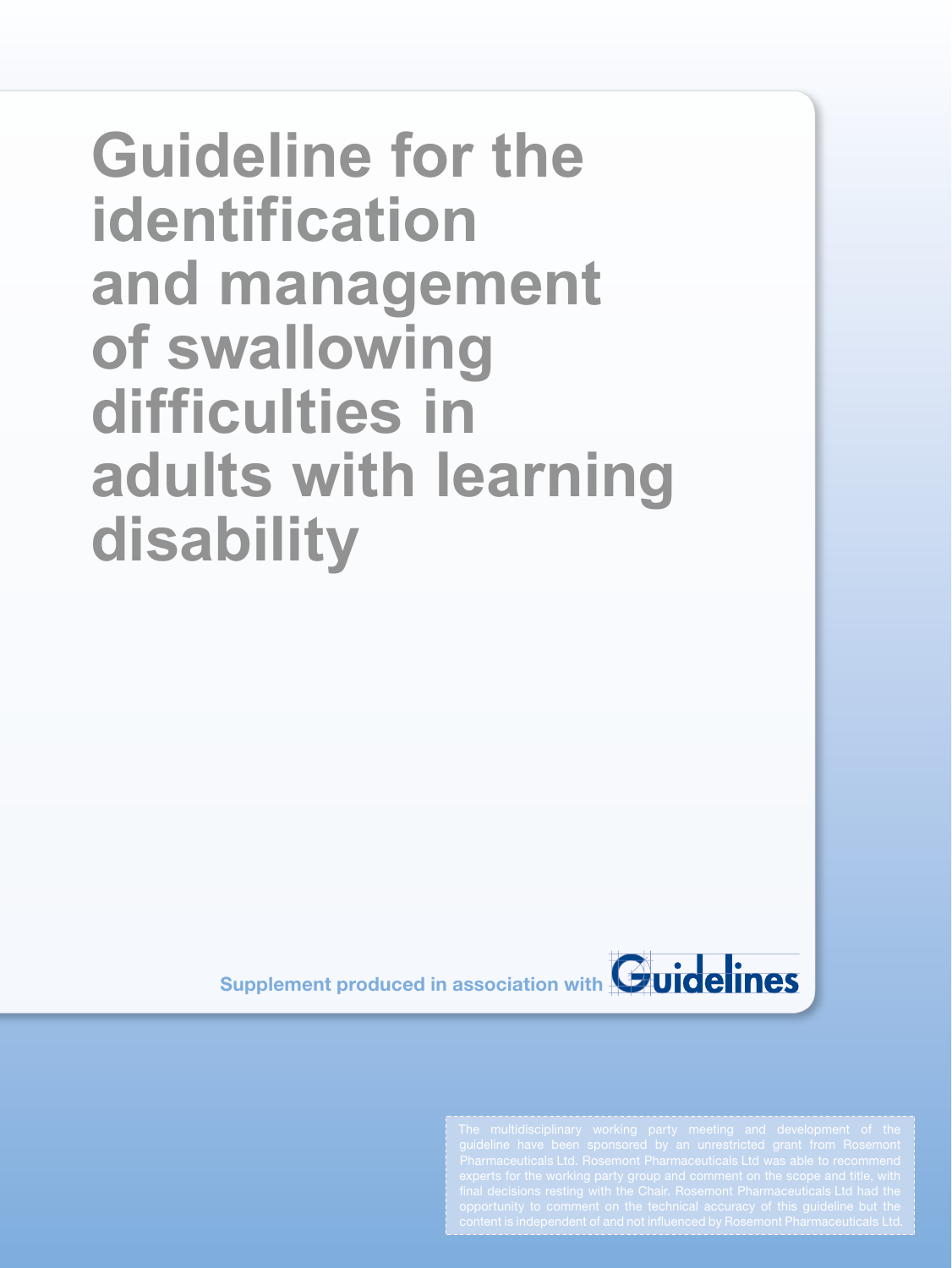# Guideline for the identification and management of swallowing difficulties in adults with learning disability

Supplement produced in association with Guidelines

The multidisciplinary working party meeting and development of the guideline have been sponsored by an unrestricted grant from Rosemont Pharmaceuticals Ltd. Rosemont Pharmaceuticals Ltd was able to recommend experts for the working party group and comment on the scope and title, with final decisions resting with the Chair. Rosemont Pharmaceuticals Ltd had the opportunity to comment on the technical accuracy of this guideline but the content is independent of and not influenced by Rosemont Pharmaceuticals Ltd.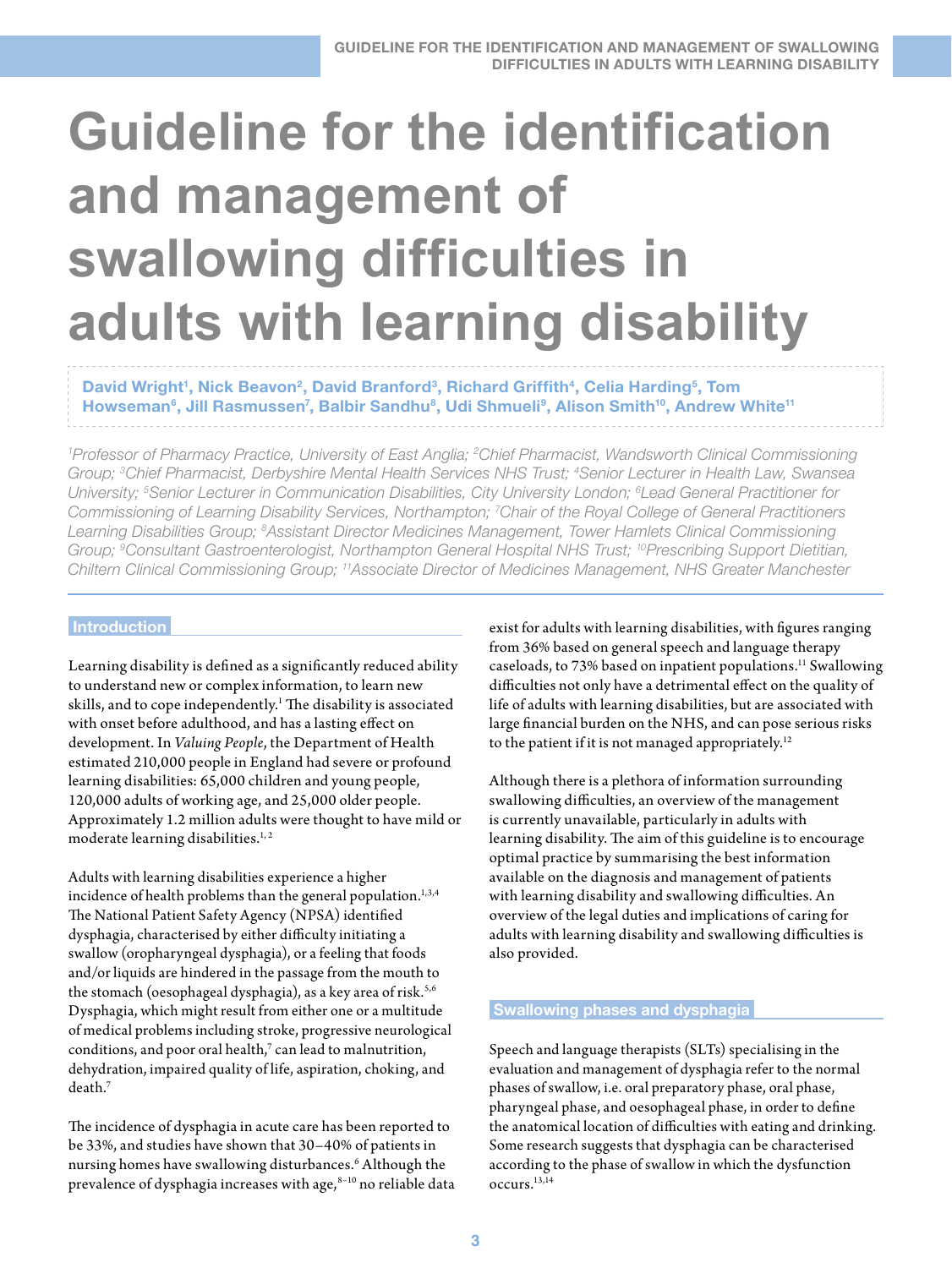# Guideline for the identification and management of swallowing difficulties in adults with learning disability

**David Wright[1], Nick Beavon[2], David Branford[3], Richard Griffith[4], Celia Harding[5], Tom Howseman[6], Jill Rasmussen[7], Balbir Sandhu[8], Udi Shmueli[9], Alison Smith[10], Andrew White[11]**

*[1]Professor of Pharmacy Practice, University of East Anglia; [2]Chief Pharmacist, Wandsworth Clinical Commissioning Group; [3]Chief Pharmacist, Derbyshire Mental Health Services NHS Trust; [4]Senior Lecturer in Health Law, Swansea University; [5]Senior Lecturer in Communication Disabilities, City University London; [6]Lead General Practitioner for Commissioning of Learning Disability Services, Northampton; [7]Chair of the Royal College of General Practitioners Learning Disabilities Group; [8]Assistant Director Medicines Management, Tower Hamlets Clinical Commissioning Group; [9]Consultant Gastroenterologist, Northampton General Hospital NHS Trust; [10]Prescribing Support Dietitian, Chiltern Clinical Commissioning Group; [11]Associate Director of Medicines Management, NHS Greater Manchester*

## Introduction

Learning disability is defined as a significantly reduced ability to understand new or complex information, to learn new skills, and to cope independently.[1] The disability is associated with onset before adulthood, and has a lasting effect on development. In *Valuing People*, the Department of Health estimated 210,000 people in England had severe or profound learning disabilities: 65,000 children and young people, 120,000 adults of working age, and 25,000 older people. Approximately 1.2 million adults were thought to have mild or moderate learning disabilities.[1,2]

Adults with learning disabilities experience a higher incidence of health problems than the general population.[1,3,4] The National Patient Safety Agency (NPSA) identified dysphagia, characterised by either difficulty initiating a swallow (oropharyngeal dysphagia), or a feeling that foods and/or liquids are hindered in the passage from the mouth to the stomach (oesophageal dysphagia), as a key area of risk.[5,6] Dysphagia, which might result from either one or a multitude of medical problems including stroke, progressive neurological conditions, and poor oral health,[7] can lead to malnutrition, dehydration, impaired quality of life, aspiration, choking, and death.[7]

The incidence of dysphagia in acute care has been reported to be 33%, and studies have shown that 30–40% of patients in nursing homes have swallowing disturbances.[6] Although the prevalence of dysphagia increases with age,[8–10] no reliable data exist for adults with learning disabilities, with figures ranging from 36% based on general speech and language therapy caseloads, to 73% based on inpatient populations.[11] Swallowing difficulties not only have a detrimental effect on the quality of life of adults with learning disabilities, but are associated with large financial burden on the NHS, and can pose serious risks to the patient if it is not managed appropriately.[12]

Although there is a plethora of information surrounding swallowing difficulties, an overview of the management is currently unavailable, particularly in adults with learning disability. The aim of this guideline is to encourage optimal practice by summarising the best information available on the diagnosis and management of patients with learning disability and swallowing difficulties. An overview of the legal duties and implications of caring for adults with learning disability and swallowing difficulties is also provided.

## Swallowing phases and dysphagia

Speech and language therapists (SLTs) specialising in the evaluation and management of dysphagia refer to the normal phases of swallow, i.e. oral preparatory phase, oral phase, pharyngeal phase, and oesophageal phase, in order to define the anatomical location of difficulties with eating and drinking. Some research suggests that dysphagia can be characterised according to the phase of swallow in which the dysfunction occurs.[13,14]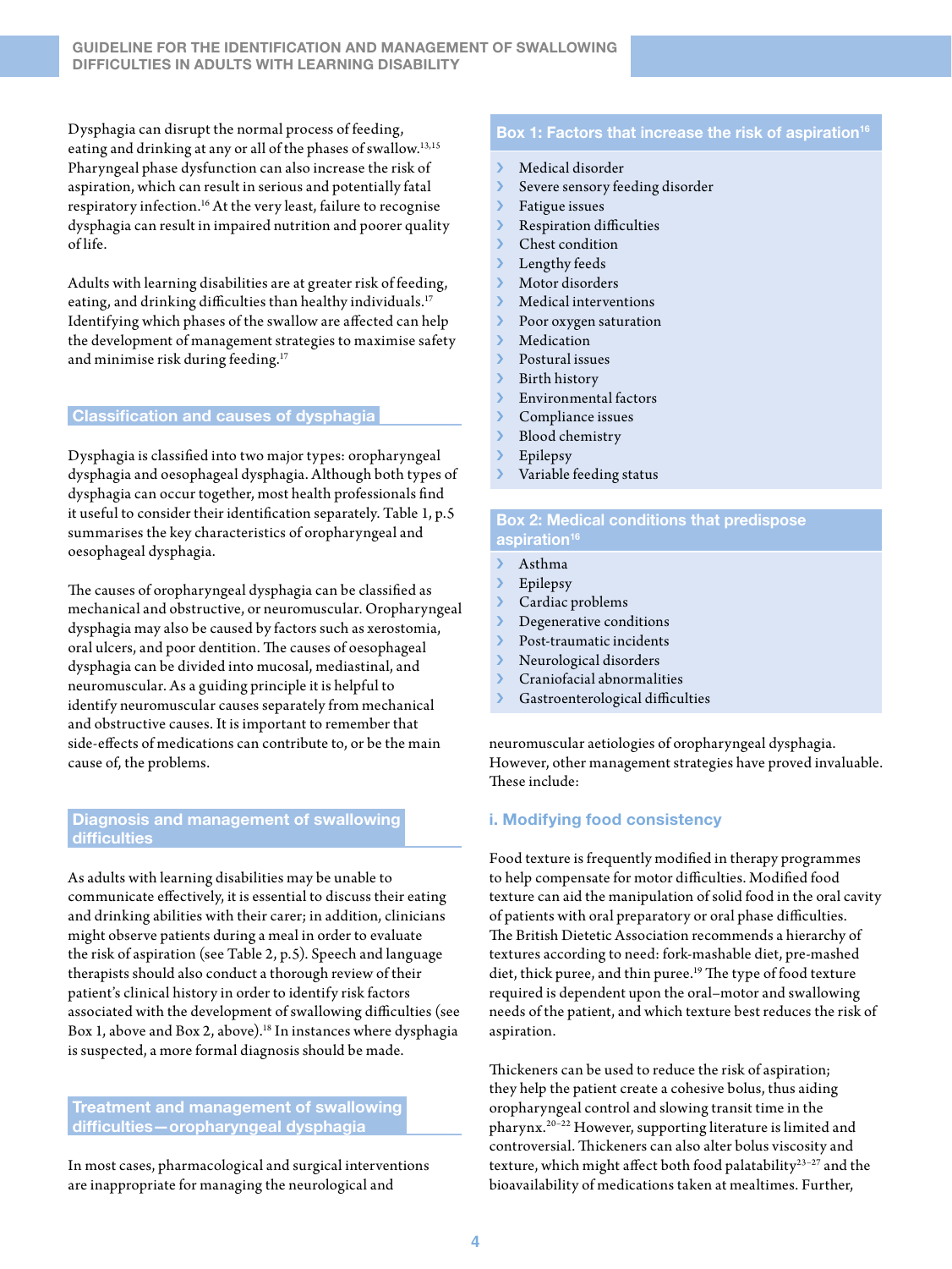Dysphagia can disrupt the normal process of feeding, eating and drinking at any or all of the phases of swallow.[13,15] Pharyngeal phase dysfunction can also increase the risk of aspiration, which can result in serious and potentially fatal respiratory infection.[16] At the very least, failure to recognise dysphagia can result in impaired nutrition and poorer quality of life.

Adults with learning disabilities are at greater risk of feeding, eating, and drinking difficulties than healthy individuals.[17] Identifying which phases of the swallow are affected can help the development of management strategies to maximise safety and minimise risk during feeding.[17]

## Classification and causes of dysphagia

Dysphagia is classified into two major types: oropharyngeal dysphagia and oesophageal dysphagia. Although both types of dysphagia can occur together, most health professionals find it useful to consider their identification separately. Table 1, p.5 summarises the key characteristics of oropharyngeal and oesophageal dysphagia.

The causes of oropharyngeal dysphagia can be classified as mechanical and obstructive, or neuromuscular. Oropharyngeal dysphagia may also be caused by factors such as xerostomia, oral ulcers, and poor dentition. The causes of oesophageal dysphagia can be divided into mucosal, mediastinal, and neuromuscular. As a guiding principle it is helpful to identify neuromuscular causes separately from mechanical and obstructive causes. It is important to remember that side-effects of medications can contribute to, or be the main cause of, the problems.

## Diagnosis and management of swallowing difficulties

As adults with learning disabilities may be unable to communicate effectively, it is essential to discuss their eating and drinking abilities with their carer; in addition, clinicians might observe patients during a meal in order to evaluate the risk of aspiration (see Table 2, p.5). Speech and language therapists should also conduct a thorough review of their patient's clinical history in order to identify risk factors associated with the development of swallowing difficulties (see Box 1, above and Box 2, above).[18] In instances where dysphagia is suspected, a more formal diagnosis should be made.

## Treatment and management of swallowing difficulties—oropharyngeal dysphagia

In most cases, pharmacological and surgical interventions are inappropriate for managing the neurological and neuromuscular aetiologies of oropharyngeal dysphagia. However, other management strategies have proved invaluable. These include:

### Box 1: Factors that increase the risk of aspiration[16]

- Medical disorder
- Severe sensory feeding disorder
- Fatigue issues
- Respiration difficulties
- Chest condition
- Lengthy feeds
- Motor disorders
- Medical interventions
- Poor oxygen saturation
- Medication
- Postural issues
- Birth history
- Environmental factors
- Compliance issues
- Blood chemistry
- Epilepsy
- Variable feeding status

### Box 2: Medical conditions that predispose aspiration[16]

- Asthma
- Epilepsy
- Cardiac problems
- Degenerative conditions
- Post-traumatic incidents
- Neurological disorders
- Craniofacial abnormalities
- Gastroenterological difficulties

### i. Modifying food consistency

Food texture is frequently modified in therapy programmes to help compensate for motor difficulties. Modified food texture can aid the manipulation of solid food in the oral cavity of patients with oral preparatory or oral phase difficulties. The British Dietetic Association recommends a hierarchy of textures according to need: fork-mashable diet, pre-mashed diet, thick puree, and thin puree.[19] The type of food texture required is dependent upon the oral–motor and swallowing needs of the patient, and which texture best reduces the risk of aspiration.

Thickeners can be used to reduce the risk of aspiration; they help the patient create a cohesive bolus, thus aiding oropharyngeal control and slowing transit time in the pharynx.[20–22] However, supporting literature is limited and controversial. Thickeners can also alter bolus viscosity and texture, which might affect both food palatability[23–27] and the bioavailability of medications taken at mealtimes. Further,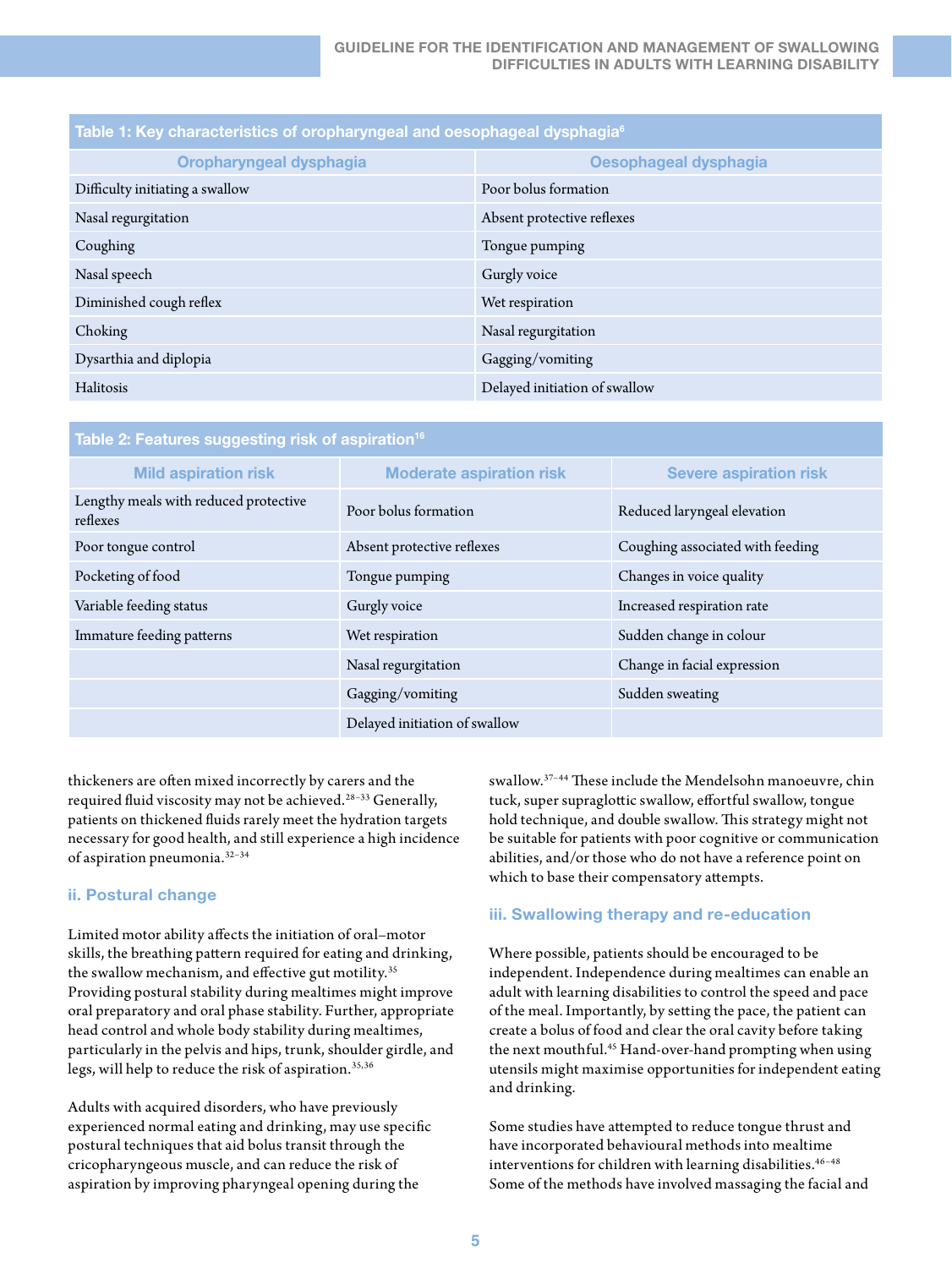**Table 1: Key characteristics of oropharyngeal and oesophageal dysphagia**[6]

| Oropharyngeal dysphagia | Oesophageal dysphagia |
|---|---|
| Difficulty initiating a swallow | Poor bolus formation |
| Nasal regurgitation | Absent protective reflexes |
| Coughing | Tongue pumping |
| Nasal speech | Gurgly voice |
| Diminished cough reflex | Wet respiration |
| Choking | Nasal regurgitation |
| Dysarthia and diplopia | Gagging/vomiting |
| Halitosis | Delayed initiation of swallow |

**Table 2: Features suggesting risk of aspiration**[16]

| Mild aspiration risk | Moderate aspiration risk | Severe aspiration risk |
|---|---|---|
| Lengthy meals with reduced protective reflexes | Poor bolus formation | Reduced laryngeal elevation |
| Poor tongue control | Absent protective reflexes | Coughing associated with feeding |
| Pocketing of food | Tongue pumping | Changes in voice quality |
| Variable feeding status | Gurgly voice | Increased respiration rate |
| Immature feeding patterns | Wet respiration | Sudden change in colour |
| | Nasal regurgitation | Change in facial expression |
| | Gagging/vomiting | Sudden sweating |
| | Delayed initiation of swallow | |

thickeners are often mixed incorrectly by carers and the required fluid viscosity may not be achieved.[28–33] Generally, patients on thickened fluids rarely meet the hydration targets necessary for good health, and still experience a high incidence of aspiration pneumonia.[32–34]

### ii. Postural change

Limited motor ability affects the initiation of oral–motor skills, the breathing pattern required for eating and drinking, the swallow mechanism, and effective gut motility.[35] Providing postural stability during mealtimes might improve oral preparatory and oral phase stability. Further, appropriate head control and whole body stability during mealtimes, particularly in the pelvis and hips, trunk, shoulder girdle, and legs, will help to reduce the risk of aspiration.[35,36]

Adults with acquired disorders, who have previously experienced normal eating and drinking, may use specific postural techniques that aid bolus transit through the cricopharyngeous muscle, and can reduce the risk of aspiration by improving pharyngeal opening during the swallow.[37–44] These include the Mendelsohn manoeuvre, chin tuck, super supraglottic swallow, effortful swallow, tongue hold technique, and double swallow. This strategy might not be suitable for patients with poor cognitive or communication abilities, and/or those who do not have a reference point on which to base their compensatory attempts.

### iii. Swallowing therapy and re-education

Where possible, patients should be encouraged to be independent. Independence during mealtimes can enable an adult with learning disabilities to control the speed and pace of the meal. Importantly, by setting the pace, the patient can create a bolus of food and clear the oral cavity before taking the next mouthful.[45] Hand-over-hand prompting when using utensils might maximise opportunities for independent eating and drinking.

Some studies have attempted to reduce tongue thrust and have incorporated behavioural methods into mealtime interventions for children with learning disabilities.[46–48] Some of the methods have involved massaging the facial and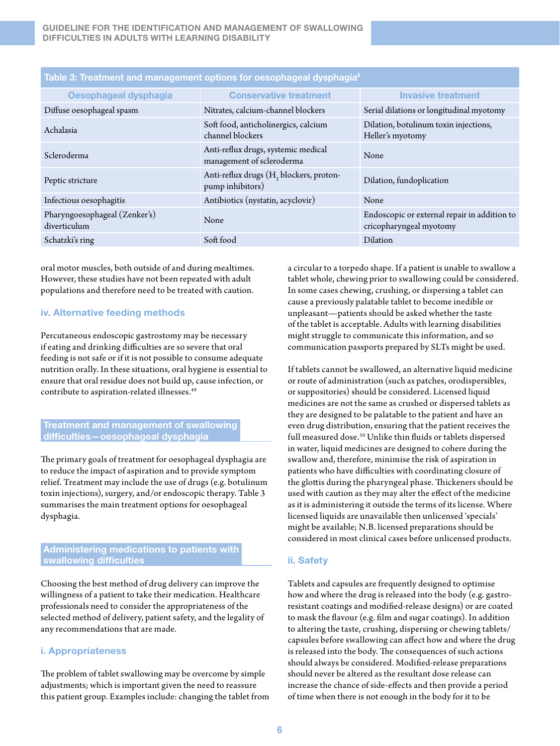**Table 3: Treatment and management options for oesophageal dysphagia[6]**

| Oesophageal dysphagia | Conservative treatment | Invasive treatment |
|---|---|---|
| Diffuse oesophageal spasm | Nitrates, calcium-channel blockers | Serial dilations or longitudinal myotomy |
| Achalasia | Soft food, anticholinergics, calcium channel blockers | Dilation, botulinum toxin injections, Heller's myotomy |
| Scleroderma | Anti-reflux drugs, systemic medical management of scleroderma | None |
| Peptic stricture | Anti-reflux drugs ($H_2$ blockers, proton-pump inhibitors) | Dilation, fundoplication |
| Infectious oesophagitis | Antibiotics (nystatin, acyclovir) | None |
| Pharyngoesophageal (Zenker's) diverticulum | None | Endoscopic or external repair in addition to cricopharyngeal myotomy |
| Schatzki's ring | Soft food | Dilation |

oral motor muscles, both outside of and during mealtimes. However, these studies have not been repeated with adult populations and therefore need to be treated with caution.

### iv. Alternative feeding methods

Percutaneous endoscopic gastrostomy may be necessary if eating and drinking difficulties are so severe that oral feeding is not safe or if it is not possible to consume adequate nutrition orally. In these situations, oral hygiene is essential to ensure that oral residue does not build up, cause infection, or contribute to aspiration-related illnesses.[49]

## Treatment and management of swallowing difficulties—oesophageal dysphagia

The primary goals of treatment for oesophageal dysphagia are to reduce the impact of aspiration and to provide symptom relief. Treatment may include the use of drugs (e.g. botulinum toxin injections), surgery, and/or endoscopic therapy. Table 3 summarises the main treatment options for oesophageal dysphagia.

## Administering medications to patients with swallowing difficulties

Choosing the best method of drug delivery can improve the willingness of a patient to take their medication. Healthcare professionals need to consider the appropriateness of the selected method of delivery, patient safety, and the legality of any recommendations that are made.

### i. Appropriateness

The problem of tablet swallowing may be overcome by simple adjustments; which is important given the need to reassure this patient group. Examples include: changing the tablet from a circular to a torpedo shape. If a patient is unable to swallow a tablet whole, chewing prior to swallowing could be considered. In some cases chewing, crushing, or dispersing a tablet can cause a previously palatable tablet to become inedible or unpleasant—patients should be asked whether the taste of the tablet is acceptable. Adults with learning disabilities might struggle to communicate this information, and so communication passports prepared by SLTs might be used.

If tablets cannot be swallowed, an alternative liquid medicine or route of administration (such as patches, orodispersibles, or suppositories) should be considered. Licensed liquid medicines are not the same as crushed or dispersed tablets as they are designed to be palatable to the patient and have an even drug distribution, ensuring that the patient receives the full measured dose.[50] Unlike thin fluids or tablets dispersed in water, liquid medicines are designed to cohere during the swallow and, therefore, minimise the risk of aspiration in patients who have difficulties with coordinating closure of the glottis during the pharyngeal phase. Thickeners should be used with caution as they may alter the effect of the medicine as it is administering it outside the terms of its license. Where licensed liquids are unavailable then unlicensed 'specials' might be available; N.B. licensed preparations should be considered in most clinical cases before unlicensed products.

### ii. Safety

Tablets and capsules are frequently designed to optimise how and where the drug is released into the body (e.g. gastro-resistant coatings and modified-release designs) or are coated to mask the flavour (e.g. film and sugar coatings). In addition to altering the taste, crushing, dispersing or chewing tablets/capsules before swallowing can affect how and where the drug is released into the body. The consequences of such actions should always be considered. Modified-release preparations should never be altered as the resultant dose release can increase the chance of side-effects and then provide a period of time when there is not enough in the body for it to be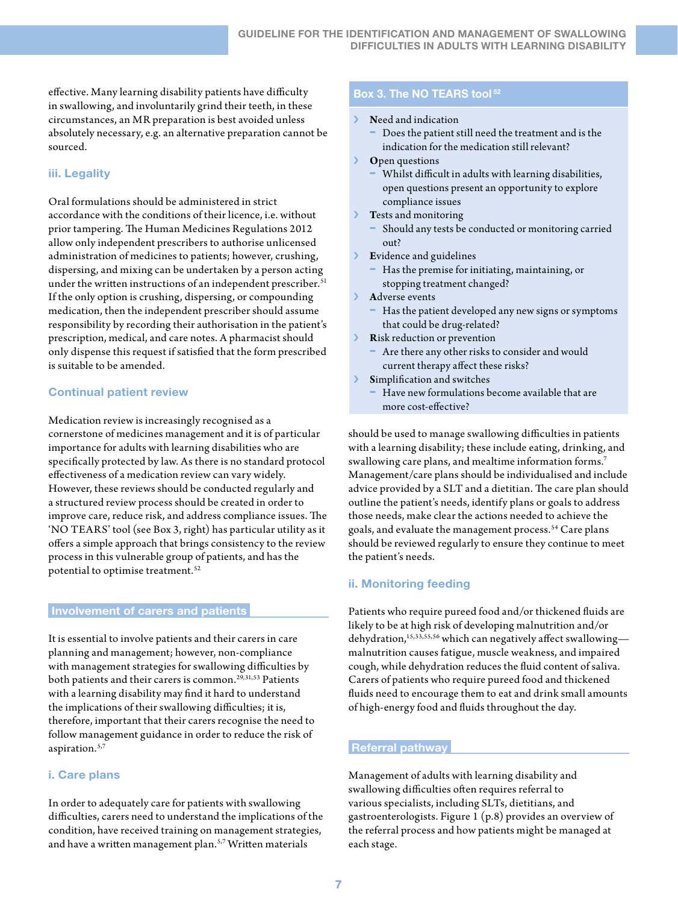effective. Many learning disability patients have difficulty in swallowing, and involuntarily grind their teeth, in these circumstances, an MR preparation is best avoided unless absolutely necessary, e.g. an alternative preparation cannot be sourced.

### iii. Legality

Oral formulations should be administered in strict accordance with the conditions of their licence, i.e. without prior tampering. The Human Medicines Regulations 2012 allow only independent prescribers to authorise unlicensed administration of medicines to patients; however, crushing, dispersing, and mixing can be undertaken by a person acting under the written instructions of an independent prescriber.[51] If the only option is crushing, dispersing, or compounding medication, then the independent prescriber should assume responsibility by recording their authorisation in the patient's prescription, medical, and care notes. A pharmacist should only dispense this request if satisfied that the form prescribed is suitable to be amended.

## Continual patient review

Medication review is increasingly recognised as a cornerstone of medicines management and it is of particular importance for adults with learning disabilities who are specifically protected by law. As there is no standard protocol effectiveness of a medication review can vary widely. However, these reviews should be conducted regularly and a structured review process should be created in order to improve care, reduce risk, and address compliance issues. The 'NO TEARS' tool (see Box 3, right) has particular utility as it offers a simple approach that brings consistency to the review process in this vulnerable group of patients, and has the potential to optimise treatment.[52]

**Box 3. The NO TEARS tool**[52]

- **N**eed and indication
  - Does the patient still need the treatment and is the indication for the medication still relevant?
- **O**pen questions
  - Whilst difficult in adults with learning disabilities, open questions present an opportunity to explore compliance issues
- **T**ests and monitoring
  - Should any tests be conducted or monitoring carried out?
- **E**vidence and guidelines
  - Has the premise for initiating, maintaining, or stopping treatment changed?
- **A**dverse events
  - Has the patient developed any new signs or symptoms that could be drug-related?
- **R**isk reduction or prevention
  - Are there any other risks to consider and would current therapy affect these risks?
- **S**implification and switches
  - Have new formulations become available that are more cost-effective?

## Involvement of carers and patients

It is essential to involve patients and their carers in care planning and management; however, non-compliance with management strategies for swallowing difficulties by both patients and their carers is common.[29,31,53] Patients with a learning disability may find it hard to understand the implications of their swallowing difficulties; it is, therefore, important that their carers recognise the need to follow management guidance in order to reduce the risk of aspiration.[5,7]

### i. Care plans

In order to adequately care for patients with swallowing difficulties, carers need to understand the implications of the condition, have received training on management strategies, and have a written management plan.[5,7] Written materials should be used to manage swallowing difficulties in patients with a learning disability; these include eating, drinking, and swallowing care plans, and mealtime information forms.[7] Management/care plans should be individualised and include advice provided by a SLT and a dietitian. The care plan should outline the patient's needs, identify plans or goals to address those needs, make clear the actions needed to achieve the goals, and evaluate the management process.[54] Care plans should be reviewed regularly to ensure they continue to meet the patient's needs.

### ii. Monitoring feeding

Patients who require pureed food and/or thickened fluids are likely to be at high risk of developing malnutrition and/or dehydration,[15,33,55,56] which can negatively affect swallowing—malnutrition causes fatigue, muscle weakness, and impaired cough, while dehydration reduces the fluid content of saliva. Carers of patients who require pureed food and thickened fluids need to encourage them to eat and drink small amounts of high-energy food and fluids throughout the day.

## Referral pathway

Management of adults with learning disability and swallowing difficulties often requires referral to various specialists, including SLTs, dietitians, and gastroenterologists. Figure 1 (p.8) provides an overview of the referral process and how patients might be managed at each stage.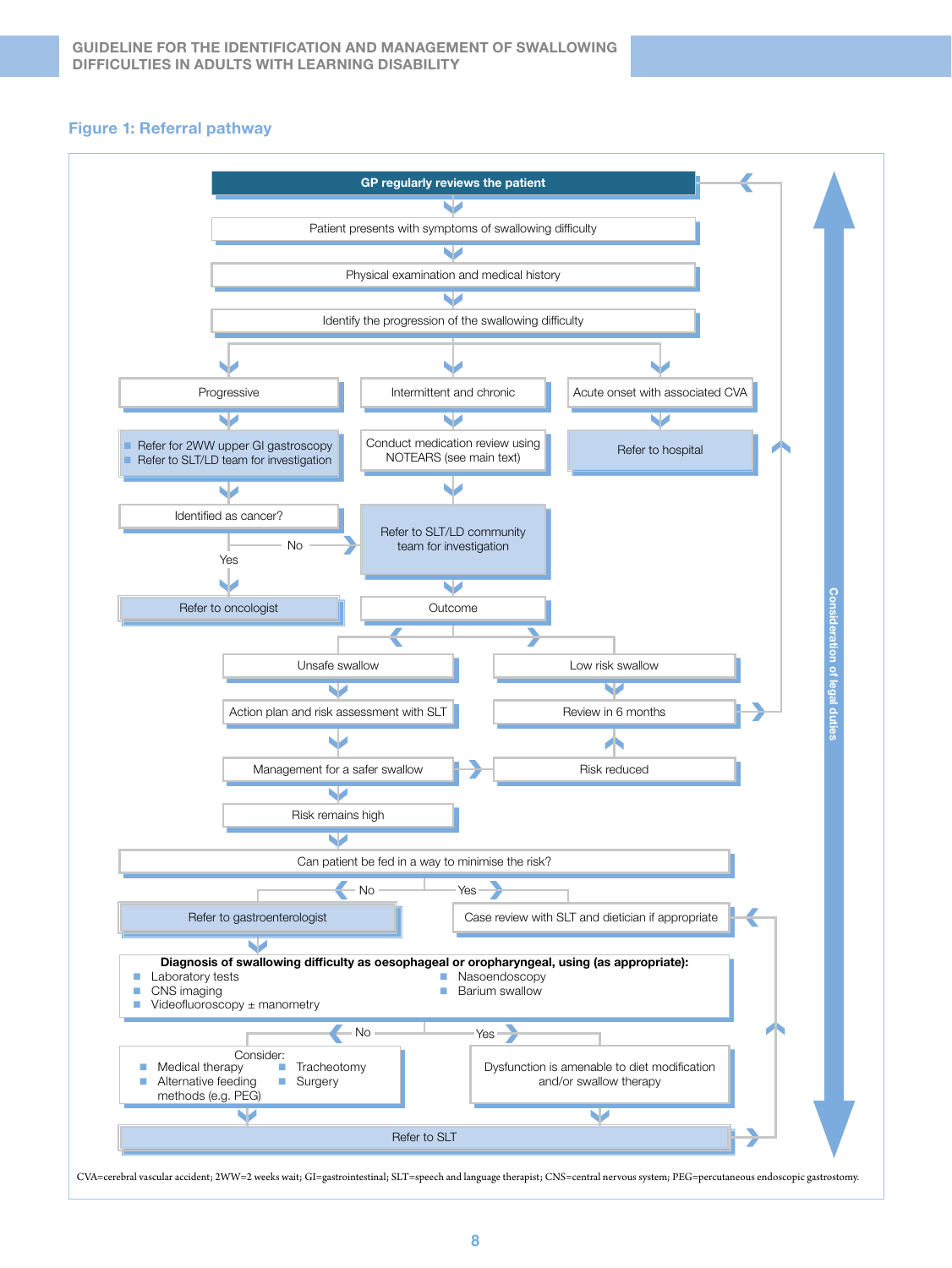## Figure 1: Referral pathway

GP regularly reviews the patient

Patient presents with symptoms of swallowing difficulty

Physical examination and medical history

Identify the progression of the swallowing difficulty

Progressive

- Refer for 2WW upper GI gastroscopy
- Refer to SLT/LD team for investigation

Identified as cancer?

Yes → Refer to oncologist

No → Refer to SLT/LD community team for investigation

Intermittent and chronic

Conduct medication review using NOTEARS (see main text)

Refer to SLT/LD community team for investigation

Outcome

Acute onset with associated CVA

Refer to hospital

Unsafe swallow

Action plan and risk assessment with SLT

Management for a safer swallow

Risk remains high

Low risk swallow

Review in 6 months

Risk reduced

Can patient be fed in a way to minimise the risk?

No → Refer to gastroenterologist

Yes → Case review with SLT and dietician if appropriate

**Diagnosis of swallowing difficulty as oesophageal or oropharyngeal, using (as appropriate):**

- Laboratory tests
- CNS imaging
- Videofluoroscopy ± manometry
- Nasoendoscopy
- Barium swallow

No → Consider:
- Medical therapy
- Alternative feeding methods (e.g. PEG)
- Tracheotomy
- Surgery

Yes → Dysfunction is amenable to diet modification and/or swallow therapy

Refer to SLT

Consideration of legal duties

CVA=cerebral vascular accident; 2WW=2 weeks wait; GI=gastrointestinal; SLT=speech and language therapist; CNS=central nervous system; PEG=percutaneous endoscopic gastrostomy.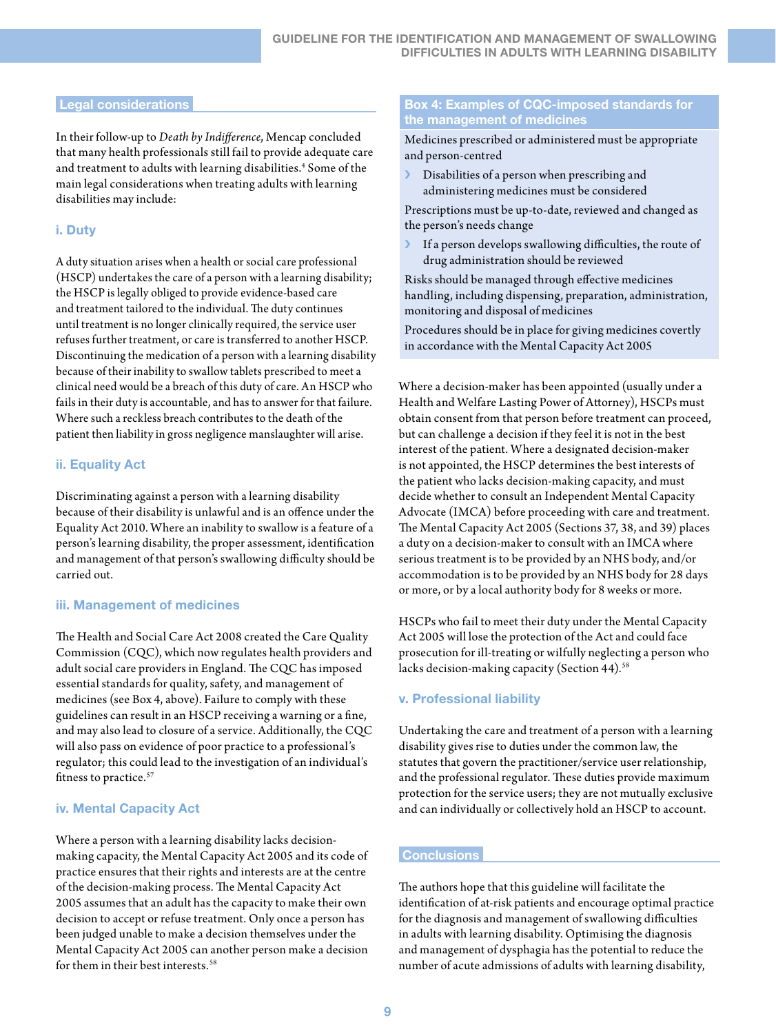## Legal considerations

In their follow-up to *Death by Indifference*, Mencap concluded that many health professionals still fail to provide adequate care and treatment to adults with learning disabilities.[4] Some of the main legal considerations when treating adults with learning disabilities may include:

### i. Duty

A duty situation arises when a health or social care professional (HSCP) undertakes the care of a person with a learning disability; the HSCP is legally obliged to provide evidence-based care and treatment tailored to the individual. The duty continues until treatment is no longer clinically required, the service user refuses further treatment, or care is transferred to another HSCP. Discontinuing the medication of a person with a learning disability because of their inability to swallow tablets prescribed to meet a clinical need would be a breach of this duty of care. An HSCP who fails in their duty is accountable, and has to answer for that failure. Where such a reckless breach contributes to the death of the patient then liability in gross negligence manslaughter will arise.

### ii. Equality Act

Discriminating against a person with a learning disability because of their disability is unlawful and is an offence under the Equality Act 2010. Where an inability to swallow is a feature of a person's learning disability, the proper assessment, identification and management of that person's swallowing difficulty should be carried out.

### iii. Management of medicines

The Health and Social Care Act 2008 created the Care Quality Commission (CQC), which now regulates health providers and adult social care providers in England. The CQC has imposed essential standards for quality, safety, and management of medicines (see Box 4, above). Failure to comply with these guidelines can result in an HSCP receiving a warning or a fine, and may also lead to closure of a service. Additionally, the CQC will also pass on evidence of poor practice to a professional's regulator; this could lead to the investigation of an individual's fitness to practice.[57]

### iv. Mental Capacity Act

Where a person with a learning disability lacks decision-making capacity, the Mental Capacity Act 2005 and its code of practice ensures that their rights and interests are at the centre of the decision-making process. The Mental Capacity Act 2005 assumes that an adult has the capacity to make their own decision to accept or refuse treatment. Only once a person has been judged unable to make a decision themselves under the Mental Capacity Act 2005 can another person make a decision for them in their best interests.[58]

> **Box 4: Examples of CQC-imposed standards for the management of medicines**
>
> Medicines prescribed or administered must be appropriate and person-centred
>
> - Disabilities of a person when prescribing and administering medicines must be considered
>
> Prescriptions must be up-to-date, reviewed and changed as the person's needs change
>
> - If a person develops swallowing difficulties, the route of drug administration should be reviewed
>
> Risks should be managed through effective medicines handling, including dispensing, preparation, administration, monitoring and disposal of medicines
>
> Procedures should be in place for giving medicines covertly in accordance with the Mental Capacity Act 2005

Where a decision-maker has been appointed (usually under a Health and Welfare Lasting Power of Attorney), HSCPs must obtain consent from that person before treatment can proceed, but can challenge a decision if they feel it is not in the best interest of the patient. Where a designated decision-maker is not appointed, the HSCP determines the best interests of the patient who lacks decision-making capacity, and must decide whether to consult an Independent Mental Capacity Advocate (IMCA) before proceeding with care and treatment. The Mental Capacity Act 2005 (Sections 37, 38, and 39) places a duty on a decision-maker to consult with an IMCA where serious treatment is to be provided by an NHS body, and/or accommodation is to be provided by an NHS body for 28 days or more, or by a local authority body for 8 weeks or more.

HSCPs who fail to meet their duty under the Mental Capacity Act 2005 will lose the protection of the Act and could face prosecution for ill-treating or wilfully neglecting a person who lacks decision-making capacity (Section 44).[58]

### v. Professional liability

Undertaking the care and treatment of a person with a learning disability gives rise to duties under the common law, the statutes that govern the practitioner/service user relationship, and the professional regulator. These duties provide maximum protection for the service users; they are not mutually exclusive and can individually or collectively hold an HSCP to account.

## Conclusions

The authors hope that this guideline will facilitate the identification of at-risk patients and encourage optimal practice for the diagnosis and management of swallowing difficulties in adults with learning disability. Optimising the diagnosis and management of dysphagia has the potential to reduce the number of acute admissions of adults with learning disability,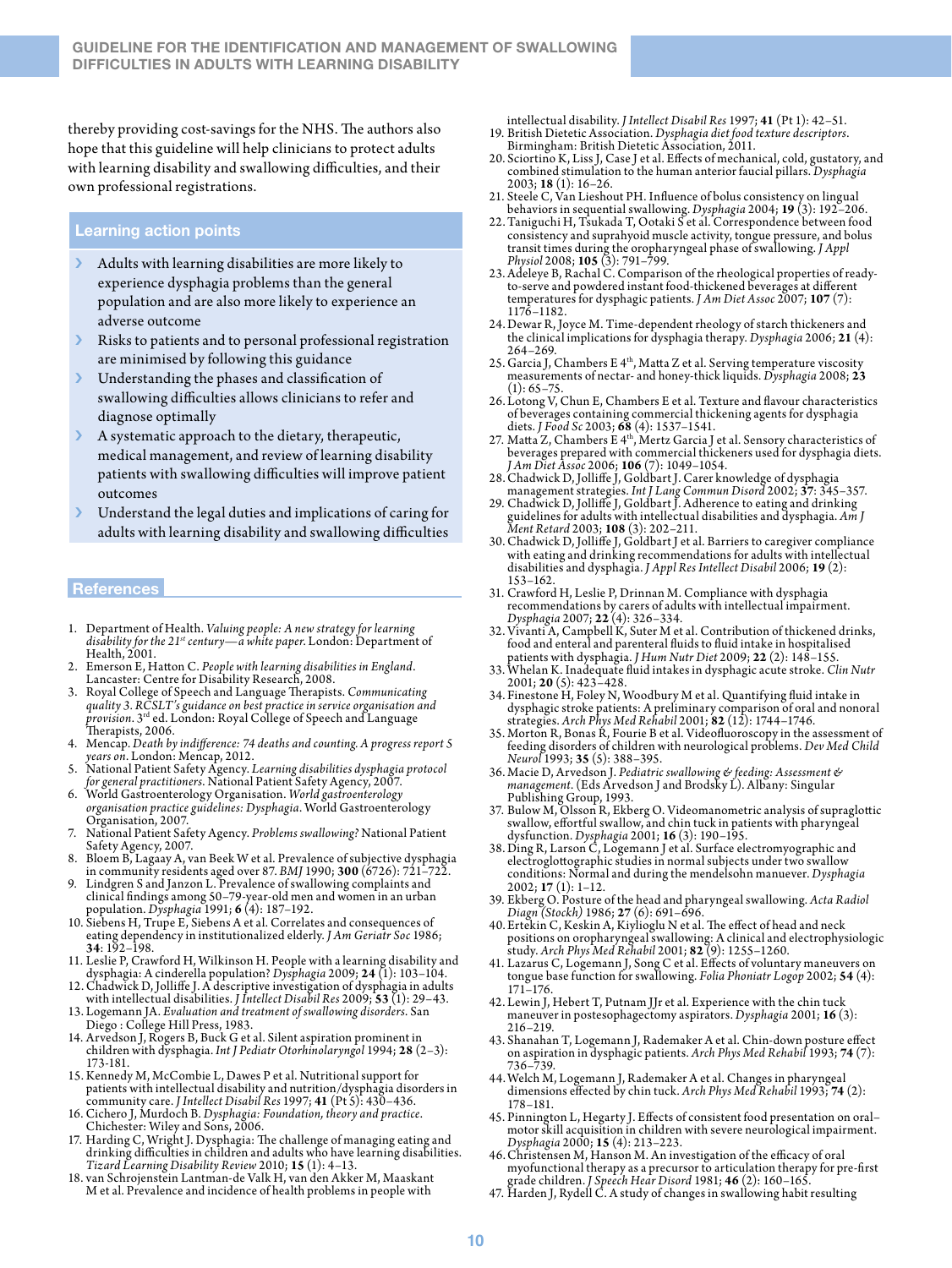thereby providing cost-savings for the NHS. The authors also hope that this guideline will help clinicians to protect adults with learning disability and swallowing difficulties, and their own professional registrations.

## Learning action points

- Adults with learning disabilities are more likely to experience dysphagia problems than the general population and are also more likely to experience an adverse outcome
- Risks to patients and to personal professional registration are minimised by following this guidance
- Understanding the phases and classification of swallowing difficulties allows clinicians to refer and diagnose optimally
- A systematic approach to the dietary, therapeutic, medical management, and review of learning disability patients with swallowing difficulties will improve patient outcomes
- Understand the legal duties and implications of caring for adults with learning disability and swallowing difficulties

## References

1. Department of Health. *Valuing people: A new strategy for learning disability for the 21st century—a white paper*. London: Department of Health, 2001.
2. Emerson E, Hatton C. *People with learning disabilities in England*. Lancaster: Centre for Disability Research, 2008.
3. Royal College of Speech and Language Therapists. *Communicating quality 3. RCSLT's guidance on best practice in service organisation and provision*. 3rd ed. London: Royal College of Speech and Language Therapists, 2006.
4. Mencap. *Death by indifference: 74 deaths and counting. A progress report 5 years on*. London: Mencap, 2012.
5. National Patient Safety Agency. *Learning disabilities dysphagia protocol for general practitioners*. National Patient Safety Agency, 2007.
6. World Gastroenterology Organisation. *World gastroenterology organisation practice guidelines: Dysphagia*. World Gastroenterology Organisation, 2007.
7. National Patient Safety Agency. *Problems swallowing?* National Patient Safety Agency, 2007.
8. Bloem B, Lagaay A, van Beek W et al. Prevalence of subjective dysphagia in community residents aged over 87. *BMJ* 1990; **300** (6726): 721–722.
9. Lindgren S and Janzon L. Prevalence of swallowing complaints and clinical findings among 50–79-year-old men and women in an urban population. *Dysphagia* 1991; **6** (4): 187–192.
10. Siebens H, Trupe E, Siebens A et al. Correlates and consequences of eating dependency in institutionalized elderly. *J Am Geriatr Soc* 1986; **34**: 192–198.
11. Leslie P, Crawford H, Wilkinson H. People with a learning disability and dysphagia: A cinderella population? *Dysphagia* 2009; **24** (1): 103–104.
12. Chadwick D, Jolliffe J. A descriptive investigation of dysphagia in adults with intellectual disabilities. *J Intellect Disabil Res* 2009; **53** (1): 29–43.
13. Logemann JA. *Evaluation and treatment of swallowing disorders*. San Diego : College Hill Press, 1983.
14. Arvedson J, Rogers B, Buck G et al. Silent aspiration prominent in children with dysphagia. *Int J Pediatr Otorhinolaryngol* 1994; **28** (2–3): 173-181.
15. Kennedy M, McCombie L, Dawes P et al. Nutritional support for patients with intellectual disability and nutrition/dysphagia disorders in community care. *J Intellect Disabil Res* 1997; **41** (Pt 5): 430–436.
16. Cichero J, Murdoch B. *Dysphagia: Foundation, theory and practice*. Chichester: Wiley and Sons, 2006.
17. Harding C, Wright J. Dysphagia: The challenge of managing eating and drinking difficulties in children and adults who have learning disabilities. *Tizard Learning Disability Review* 2010; **15** (1): 4–13.
18. van Schrojenstein Lantman-de Valk H, van den Akker M, Maaskant M et al. Prevalence and incidence of health problems in people with intellectual disability. *J Intellect Disabil Res* 1997; **41** (Pt 1): 42–51.
19. British Dietetic Association. *Dysphagia diet food texture descriptors*. Birmingham: British Dietetic Association, 2011.
20. Sciortino K, Liss J, Case J et al. Effects of mechanical, cold, gustatory, and combined stimulation to the human anterior faucial pillars. *Dysphagia* 2003; **18** (1): 16–26.
21. Steele C, Van Lieshout PH. Influence of bolus consistency on lingual behaviors in sequential swallowing. *Dysphagia* 2004; **19** (3): 192–206.
22. Taniguchi H, Tsukada T, Ootaki S et al. Correspondence between food consistency and suprahyoid muscle activity, tongue pressure, and bolus transit times during the oropharyngeal phase of swallowing. *J Appl Physiol* 2008; **105** (3): 791–799.
23. Adeleye B, Rachal C. Comparison of the rheological properties of ready-to-serve and powdered instant food-thickened beverages at different temperatures for dysphagic patients. *J Am Diet Assoc* 2007; **107** (7): 1176–1182.
24. Dewar R, Joyce M. Time-dependent rheology of starch thickeners and the clinical implications for dysphagia therapy. *Dysphagia* 2006; **21** (4): 264–269.
25. Garcia J, Chambers E 4th, Matta Z et al. Serving temperature viscosity measurements of nectar- and honey-thick liquids. *Dysphagia* 2008; **23** (1): 65–75.
26. Lotong V, Chun E, Chambers E et al. Texture and flavour characteristics of beverages containing commercial thickening agents for dysphagia diets. *J Food Sc* 2003; **68** (4): 1537–1541.
27. Matta Z, Chambers E 4th, Mertz Garcia J et al. Sensory characteristics of beverages prepared with commercial thickeners used for dysphagia diets. *J Am Diet Assoc* 2006; **106** (7): 1049–1054.
28. Chadwick D, Jolliffe J, Goldbart J. Carer knowledge of dysphagia management strategies. *Int J Lang Commun Disord* 2002; **37**: 345–357.
29. Chadwick D, Jolliffe J, Goldbart J. Adherence to eating and drinking guidelines for adults with intellectual disabilities and dysphagia. *Am J Ment Retard* 2003; **108** (3): 202–211.
30. Chadwick D, Jolliffe J, Goldbart J et al. Barriers to caregiver compliance with eating and drinking recommendations for adults with intellectual disabilities and dysphagia. *J Appl Res Intellect Disabil* 2006; **19** (2): 153–162.
31. Crawford H, Leslie P, Drinnan M. Compliance with dysphagia recommendations by carers of adults with intellectual impairment. *Dysphagia* 2007; **22** (4): 326–334.
32. Vivanti A, Campbell K, Suter M et al. Contribution of thickened drinks, food and enteral and parenteral fluids to fluid intake in hospitalised patients with dysphagia. *J Hum Nutr Diet* 2009; **22** (2): 148–155.
33. Whelan K. Inadequate fluid intakes in dysphagic acute stroke. *Clin Nutr* 2001; **20** (5): 423–428.
34. Finestone H, Foley N, Woodbury M et al. Quantifying fluid intake in dysphagic stroke patients: A preliminary comparison of oral and nonoral strategies. *Arch Phys Med Rehabil* 2001; **82** (12): 1744–1746.
35. Morton R, Bonas R, Fourie B et al. Videofluoroscopy in the assessment of feeding disorders of children with neurological problems. *Dev Med Child Neurol* 1993; **35** (5): 388–395.
36. Macie D, Arvedson J. *Pediatric swallowing & feeding: Assessment & management*. (Eds Arvedson J and Brodsky L). Albany: Singular Publishing Group, 1993.
37. Bulow M, Olsson R, Ekberg O. Videomanometric analysis of supraglottic swallow, effortful swallow, and chin tuck in patients with pharyngeal dysfunction. *Dysphagia* 2001; **16** (3): 190–195.
38. Ding R, Larson C, Logemann J et al. Surface electromyographic and electroglottographic studies in normal subjects under two swallow conditions: Normal and during the mendelsohn manuever. *Dysphagia* 2002; **17** (1): 1–12.
39. Ekberg O. Posture of the head and pharyngeal swallowing. *Acta Radiol Diagn (Stockh)* 1986; **27** (6): 691–696.
40. Ertekin C, Keskin A, Kiylioglu N et al. The effect of head and neck positions on oropharyngeal swallowing: A clinical and electrophysiologic study. *Arch Phys Med Rehabil* 2001; **82** (9): 1255–1260.
41. Lazarus C, Logemann J, Song C et al. Effects of voluntary maneuvers on tongue base function for swallowing. *Folia Phoniatr Logop* 2002; **54** (4): 171–176.
42. Lewin J, Hebert T, Putnam JJr et al. Experience with the chin tuck maneuver in postesophagectomy aspirators. *Dysphagia* 2001; **16** (3): 216–219.
43. Shanahan T, Logemann J, Rademaker A et al. Chin-down posture effect on aspiration in dysphagic patients. *Arch Phys Med Rehabil* 1993; **74** (7): 736–739.
44. Welch M, Logemann J, Rademaker A et al. Changes in pharyngeal dimensions effected by chin tuck. *Arch Phys Med Rehabil* 1993; **74** (2): 178–181.
45. Pinnington L, Hegarty J. Effects of consistent food presentation on oral–motor skill acquisition in children with severe neurological impairment. *Dysphagia* 2000; **15** (4): 213–223.
46. Christensen M, Hanson M. An investigation of the efficacy of oral myofunctional therapy as a precursor to articulation therapy for pre-first grade children. *J Speech Hear Disord* 1981; **46** (2): 160–165.
47. Harden J, Rydell C. A study of changes in swallowing habit resulting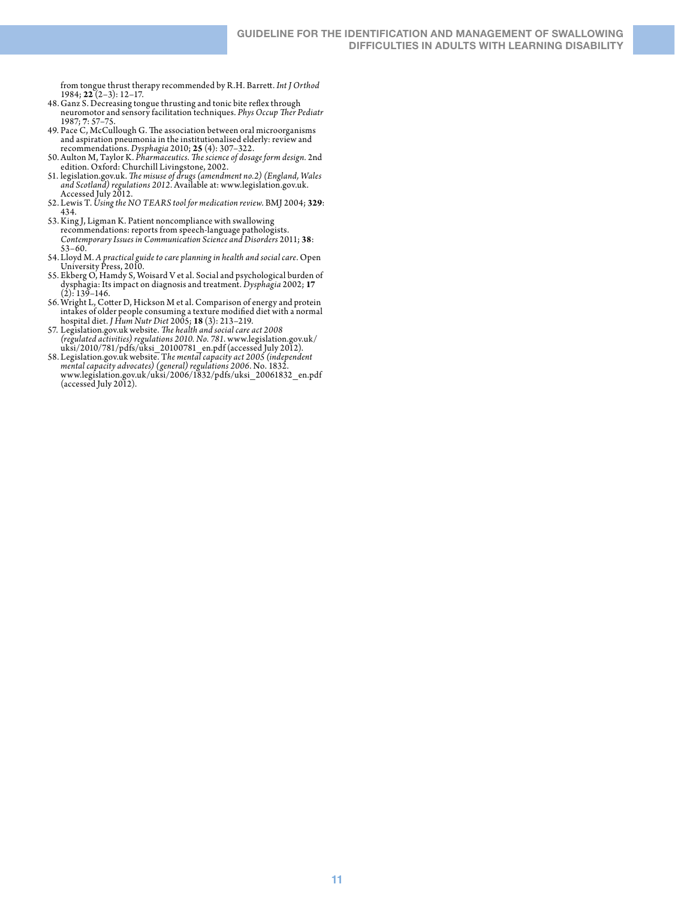from tongue thrust therapy recommended by R.H. Barrett. *Int J Orthod* 1984; **22** (2–3): 12–17.

48. Ganz S. Decreasing tongue thrusting and tonic bite reflex through neuromotor and sensory facilitation techniques. *Phys Occup Ther Pediatr* 1987; **7**: 57–75.
49. Pace C, McCullough G. The association between oral microorganisms and aspiration pneumonia in the institutionalised elderly: review and recommendations. *Dysphagia* 2010; **25** (4): 307–322.
50. Aulton M, Taylor K. *Pharmaceutics. The science of dosage form design.* 2nd edition. Oxford: Churchill Livingstone, 2002.
51. legislation.gov.uk. *The misuse of drugs (amendment no.2) (England, Wales and Scotland) regulations 2012*. Available at: www.legislation.gov.uk. Accessed July 2012.
52. Lewis T. *Using the NO TEARS tool for medication review*. BMJ 2004; **329**: 434.
53. King J, Ligman K. Patient noncompliance with swallowing recommendations: reports from speech-language pathologists. *Contemporary Issues in Communication Science and Disorders* 2011; **38**: 53–60.
54. Lloyd M. *A practical guide to care planning in health and social care*. Open University Press, 2010.
55. Ekberg O, Hamdy S, Woisard V et al. Social and psychological burden of dysphagia: Its impact on diagnosis and treatment. *Dysphagia* 2002; **17** (2): 139–146.
56. Wright L, Cotter D, Hickson M et al. Comparison of energy and protein intakes of older people consuming a texture modified diet with a normal hospital diet. *J Hum Nutr Diet* 2005; **18** (3): 213–219.
57. Legislation.gov.uk website. *The health and social care act 2008 (regulated activities) regulations 2010. No. 781*. www.legislation.gov.uk/uksi/2010/781/pdfs/uksi_20100781_en.pdf (accessed July 2012).
58. Legislation.gov.uk website. T*he mental capacity act 2005 (independent mental capacity advocates) (general) regulations 2006*. No. 1832. www.legislation.gov.uk/uksi/2006/1832/pdfs/uksi_20061832_en.pdf (accessed July 2012).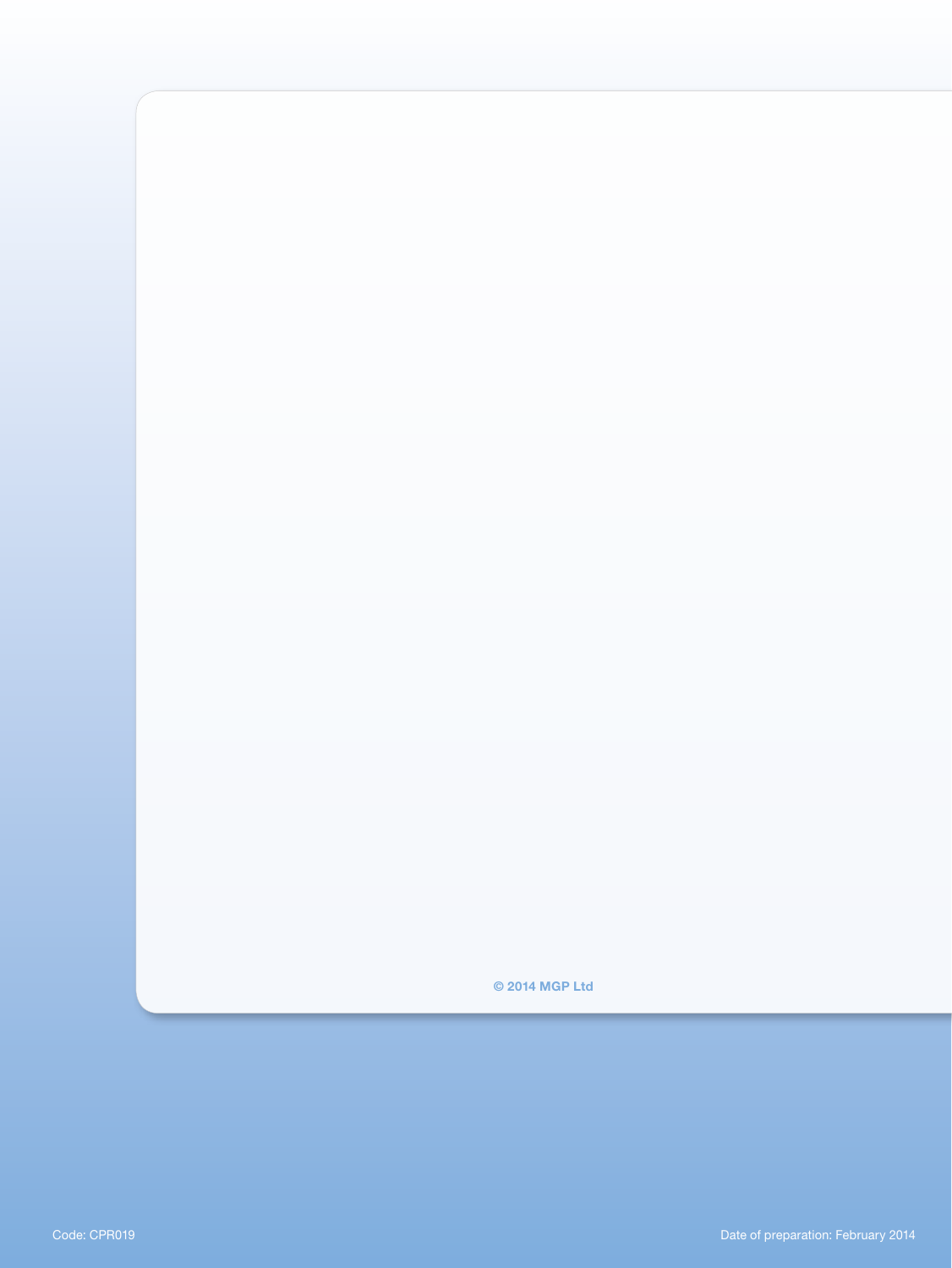© 2014 MGP Ltd

Code: CPR019

Date of preparation: February 2014